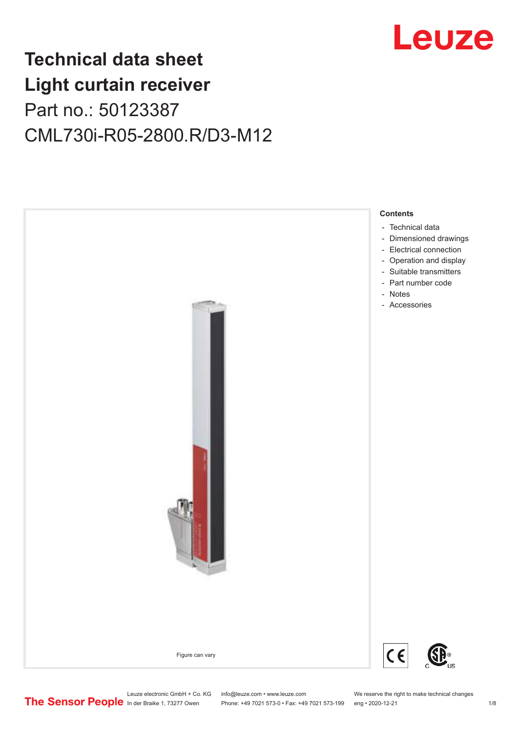# Technical data sheet
# Light curtain receiver

Part no.: 50123387

CML730i-R05-2800.R/D3-M12

Figure can vary

**Contents**

- Technical data
- Dimensioned drawings
- Electrical connection
- Operation and display
- Suitable transmitters
- Part number code
- Notes
- Accessories

Leuze electronic GmbH + Co. KG
In der Braike 1, 73277 Owen

info@leuze.com • www.leuze.com
Phone: +49 7021 573-0 • Fax: +49 7021 573-199

We reserve the right to make technical changes
eng • 2020-12-21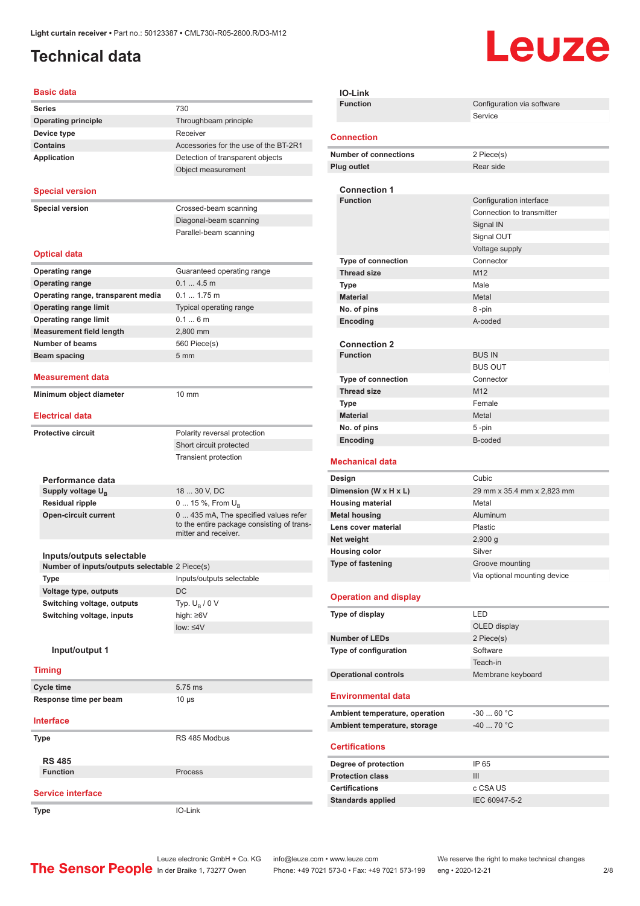Light curtain receiver • Part no.: 50123387 • CML730i-R05-2800.R/D3-M12

# Technical data

## Basic data

| | |
|---|---|
| **Series** | 730 |
| **Operating principle** | Throughbeam principle |
| **Device type** | Receiver |
| **Contains** | Accessories for the use of the BT-2R1 |
| **Application** | Detection of transparent objects |
| | Object measurement |

## Special version

| | |
|---|---|
| **Special version** | Crossed-beam scanning |
| | Diagonal-beam scanning |
| | Parallel-beam scanning |

## Optical data

| | |
|---|---|
| **Operating range** | Guaranteed operating range |
| **Operating range** | 0.1 ... 4.5 m |
| **Operating range, transparent media** | 0.1 ... 1.75 m |
| **Operating range limit** | Typical operating range |
| **Operating range limit** | 0.1 ... 6 m |
| **Measurement field length** | 2,800 mm |
| **Number of beams** | 560 Piece(s) |
| **Beam spacing** | 5 mm |

## Measurement data

| | |
|---|---|
| **Minimum object diameter** | 10 mm |

## Electrical data

| | |
|---|---|
| **Protective circuit** | Polarity reversal protection |
| | Short circuit protected |
| | Transient protection |

### Performance data

| | |
|---|---|
| **Supply voltage $U_B$** | 18 ... 30 V, DC |
| **Residual ripple** | 0 ... 15 %, From $U_B$ |
| **Open-circuit current** | 0 ... 435 mA, The specified values refer to the entire package consisting of transmitter and receiver. |

### Inputs/outputs selectable

| | |
|---|---|
| **Number of inputs/outputs selectable** | 2 Piece(s) |
| **Type** | Inputs/outputs selectable |
| **Voltage type, outputs** | DC |
| **Switching voltage, outputs** | Typ. $U_B$ / 0 V |
| **Switching voltage, inputs** | high: ≥6V |
| | low: ≤4V |

#### Input/output 1

## Timing

| | |
|---|---|
| **Cycle time** | 5.75 ms |
| **Response time per beam** | 10 µs |

## Interface

| | |
|---|---|
| **Type** | RS 485 Modbus |

### RS 485

| | |
|---|---|
| **Function** | Process |

## Service interface

| | |
|---|---|
| **Type** | IO-Link |

### IO-Link

| | |
|---|---|
| **Function** | Configuration via software |
| | Service |

## Connection

| | |
|---|---|
| **Number of connections** | 2 Piece(s) |
| **Plug outlet** | Rear side |

### Connection 1

| | |
|---|---|
| **Function** | Configuration interface |
| | Connection to transmitter |
| | Signal IN |
| | Signal OUT |
| | Voltage supply |
| **Type of connection** | Connector |
| **Thread size** | M12 |
| **Type** | Male |
| **Material** | Metal |
| **No. of pins** | 8 -pin |
| **Encoding** | A-coded |

### Connection 2

| | |
|---|---|
| **Function** | BUS IN |
| | BUS OUT |
| **Type of connection** | Connector |
| **Thread size** | M12 |
| **Type** | Female |
| **Material** | Metal |
| **No. of pins** | 5 -pin |
| **Encoding** | B-coded |

## Mechanical data

| | |
|---|---|
| **Design** | Cubic |
| **Dimension (W x H x L)** | 29 mm x 35.4 mm x 2,823 mm |
| **Housing material** | Metal |
| **Metal housing** | Aluminum |
| **Lens cover material** | Plastic |
| **Net weight** | 2,900 g |
| **Housing color** | Silver |
| **Type of fastening** | Groove mounting |
| | Via optional mounting device |

## Operation and display

| | |
|---|---|
| **Type of display** | LED |
| | OLED display |
| **Number of LEDs** | 2 Piece(s) |
| **Type of configuration** | Software |
| | Teach-in |
| **Operational controls** | Membrane keyboard |

## Environmental data

| | |
|---|---|
| **Ambient temperature, operation** | -30 ... 60 °C |
| **Ambient temperature, storage** | -40 ... 70 °C |

## Certifications

| | |
|---|---|
| **Degree of protection** | IP 65 |
| **Protection class** | III |
| **Certifications** | c CSA US |
| **Standards applied** | IEC 60947-5-2 |

Leuze electronic GmbH + Co. KG, In der Braike 1, 73277 Owen • info@leuze.com • www.leuze.com • Phone: +49 7021 573-0 • Fax: +49 7021 573-199 • We reserve the right to make technical changes • eng • 2020-12-21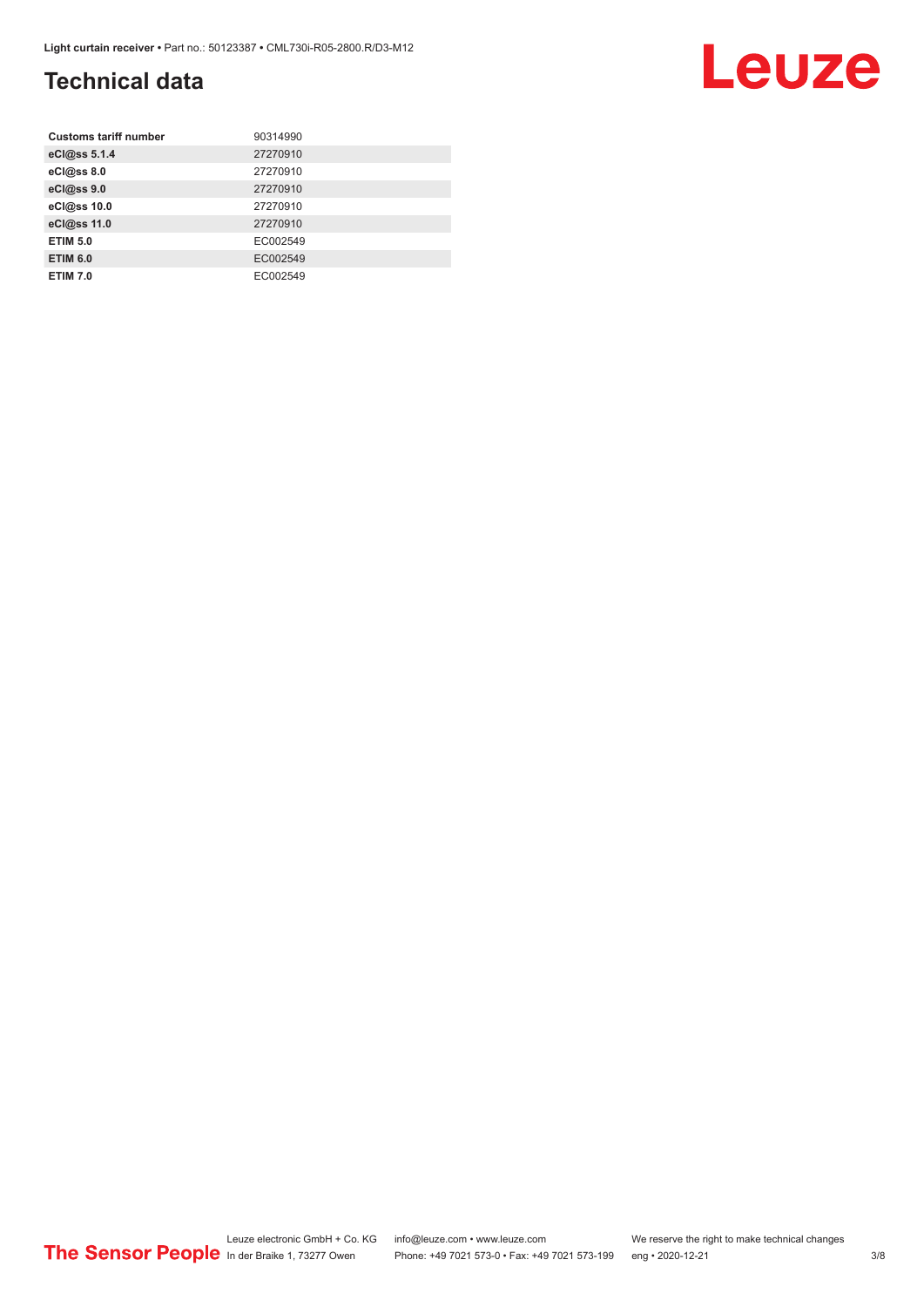## Technical data

| Customs tariff number | 90314990 |
| --- | --- |
| **eCl@ss 5.1.4** | 27270910 |
| **eCl@ss 8.0** | 27270910 |
| **eCl@ss 9.0** | 27270910 |
| **eCl@ss 10.0** | 27270910 |
| **eCl@ss 11.0** | 27270910 |
| **ETIM 5.0** | EC002549 |
| **ETIM 6.0** | EC002549 |
| **ETIM 7.0** | EC002549 |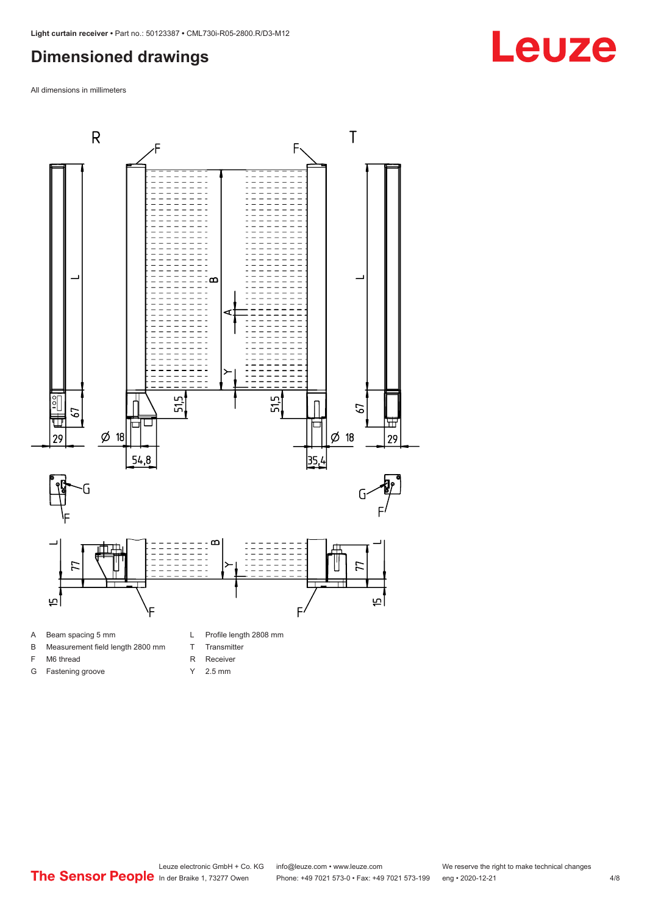## Dimensioned drawings

All dimensions in millimeters

| | | | |
|---|---|---|---|
| A | Beam spacing 5 mm | L | Profile length 2808 mm |
| B | Measurement field length 2800 mm | T | Transmitter |
| F | M6 thread | R | Receiver |
| G | Fastening groove | Y | 2.5 mm |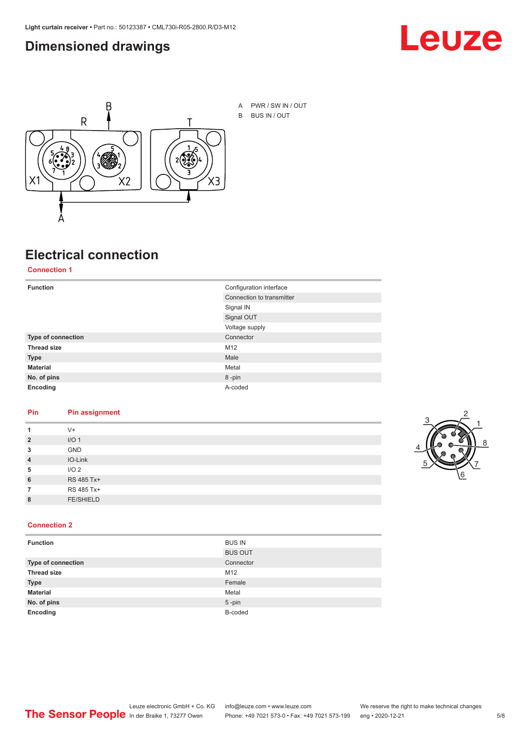## Dimensioned drawings

A PWR / SW IN / OUT

B BUS IN / OUT

## Electrical connection

### Connection 1

| Function | Configuration interface |
|---|---|
| | Connection to transmitter |
| | Signal IN |
| | Signal OUT |
| | Voltage supply |
| **Type of connection** | Connector |
| **Thread size** | M12 |
| **Type** | Male |
| **Material** | Metal |
| **No. of pins** | 8 -pin |
| **Encoding** | A-coded |

| Pin | Pin assignment |
|---|---|
| **1** | V+ |
| **2** | I/O 1 |
| **3** | GND |
| **4** | IO-Link |
| **5** | I/O 2 |
| **6** | RS 485 Tx+ |
| **7** | RS 485 Tx+ |
| **8** | FE/SHIELD |

### Connection 2

| Function | BUS IN |
|---|---|
| | BUS OUT |
| **Type of connection** | Connector |
| **Thread size** | M12 |
| **Type** | Female |
| **Material** | Metal |
| **No. of pins** | 5 -pin |
| **Encoding** | B-coded |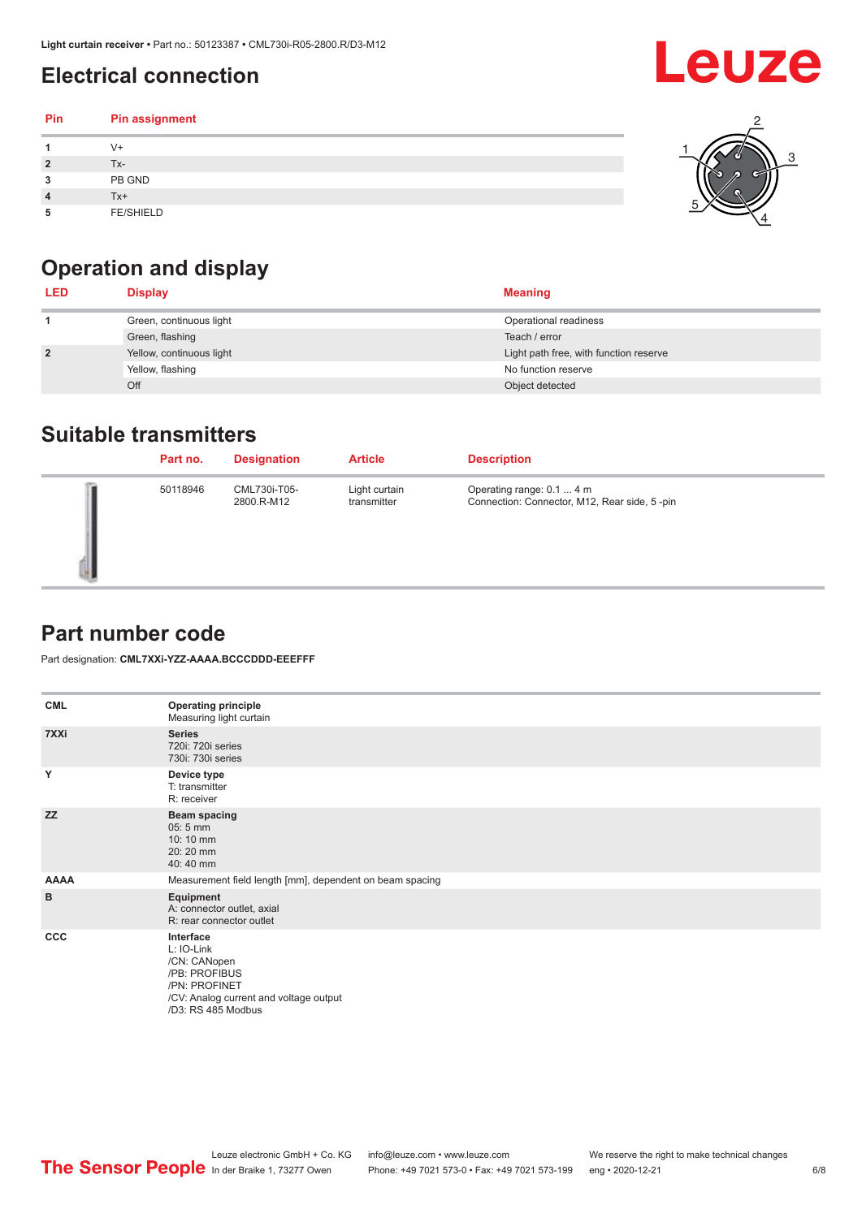## Electrical connection

| Pin | Pin assignment |
|---|---|
| 1 | V+ |
| 2 | Tx- |
| 3 | PB GND |
| 4 | Tx+ |
| 5 | FE/SHIELD |

## Operation and display

| LED | Display | Meaning |
|---|---|---|
| 1 | Green, continuous light | Operational readiness |
|  | Green, flashing | Teach / error |
| 2 | Yellow, continuous light | Light path free, with function reserve |
|  | Yellow, flashing | No function reserve |
|  | Off | Object detected |

## Suitable transmitters

| Part no. | Designation | Article | Description |
|---|---|---|---|
| 50118946 | CML730i-T05-2800.R-M12 | Light curtain transmitter | Operating range: 0.1 ... 4 m<br>Connection: Connector, M12, Rear side, 5 -pin |

## Part number code

Part designation: **CML7XXi-YZZ-AAAA.BCCCDDD-EEEFFF**

| | |
|---|---|
| **CML** | **Operating principle**<br>Measuring light curtain |
| **7XXi** | **Series**<br>720i: 720i series<br>730i: 730i series |
| **Y** | **Device type**<br>T: transmitter<br>R: receiver |
| **ZZ** | **Beam spacing**<br>05: 5 mm<br>10: 10 mm<br>20: 20 mm<br>40: 40 mm |
| **AAAA** | Measurement field length [mm], dependent on beam spacing |
| **B** | **Equipment**<br>A: connector outlet, axial<br>R: rear connector outlet |
| **CCC** | **Interface**<br>L: IO-Link<br>/CN: CANopen<br>/PB: PROFIBUS<br>/PN: PROFINET<br>/CV: Analog current and voltage output<br>/D3: RS 485 Modbus |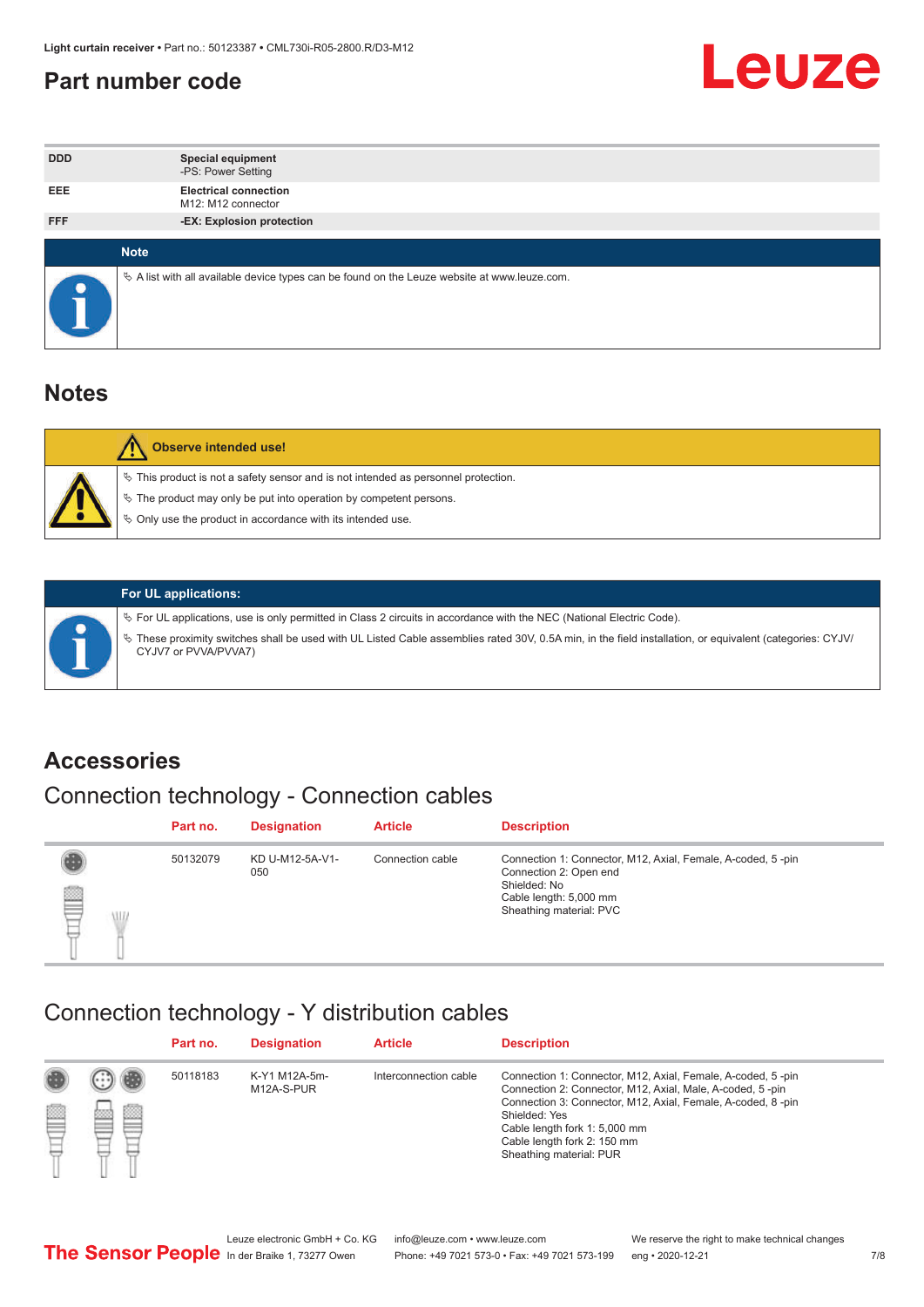# Part number code

| | |
|---|---|
| DDD | **Special equipment**<br>-PS: Power Setting |
| EEE | **Electrical connection**<br>M12: M12 connector |
| FFF | **-EX: Explosion protection** |

**Note**

- A list with all available device types can be found on the Leuze website at www.leuze.com.

## Notes

**Observe intended use!**

- This product is not a safety sensor and is not intended as personnel protection.
- The product may only be put into operation by competent persons.
- Only use the product in accordance with its intended use.

**For UL applications:**

- For UL applications, use is only permitted in Class 2 circuits in accordance with the NEC (National Electric Code).
- These proximity switches shall be used with UL Listed Cable assemblies rated 30V, 0.5A min, in the field installation, or equivalent (categories: CYJV/CYJV7 or PVVA/PVVA7)

# Accessories

## Connection technology - Connection cables

| Part no. | Designation | Article | Description |
|---|---|---|---|
| 50132079 | KD U-M12-5A-V1-050 | Connection cable | Connection 1: Connector, M12, Axial, Female, A-coded, 5 -pin<br>Connection 2: Open end<br>Shielded: No<br>Cable length: 5,000 mm<br>Sheathing material: PVC |

## Connection technology - Y distribution cables

| Part no. | Designation | Article | Description |
|---|---|---|---|
| 50118183 | K-Y1 M12A-5m-M12A-S-PUR | Interconnection cable | Connection 1: Connector, M12, Axial, Female, A-coded, 5 -pin<br>Connection 2: Connector, M12, Axial, Male, A-coded, 5 -pin<br>Connection 3: Connector, M12, Axial, Female, A-coded, 8 -pin<br>Shielded: Yes<br>Cable length fork 1: 5,000 mm<br>Cable length fork 2: 150 mm<br>Sheathing material: PUR |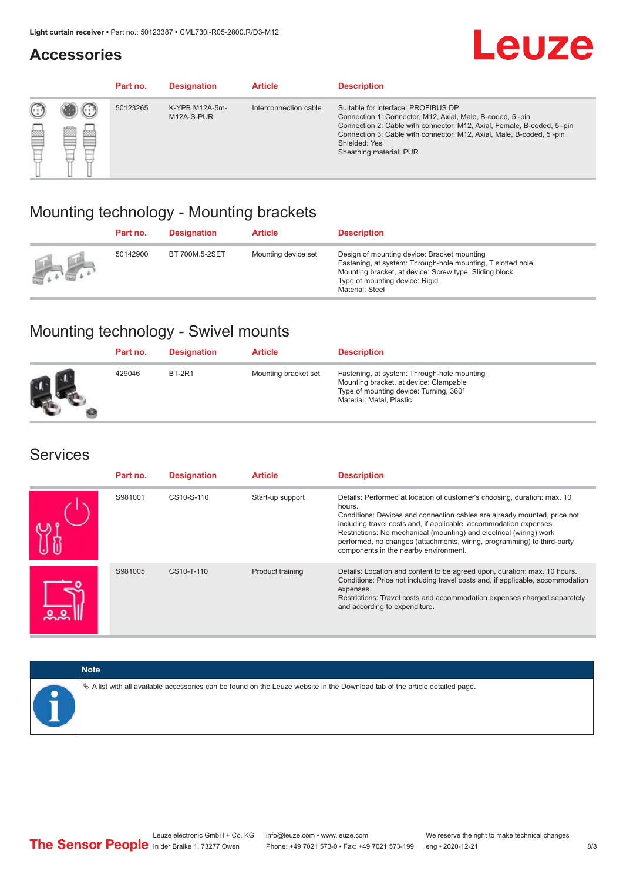## Accessories

| | Part no. | Designation | Article | Description |
|---|---|---|---|---|
| | 50123265 | K-YPB M12A-5m-M12A-S-PUR | Interconnection cable | Suitable for interface: PROFIBUS DP<br>Connection 1: Connector, M12, Axial, Male, B-coded, 5 -pin<br>Connection 2: Cable with connector, M12, Axial, Female, B-coded, 5 -pin<br>Connection 3: Cable with connector, M12, Axial, Male, B-coded, 5 -pin<br>Shielded: Yes<br>Sheathing material: PUR |

## Mounting technology - Mounting brackets

| | Part no. | Designation | Article | Description |
|---|---|---|---|---|
| | 50142900 | BT 700M.5-2SET | Mounting device set | Design of mounting device: Bracket mounting<br>Fastening, at system: Through-hole mounting, T slotted hole<br>Mounting bracket, at device: Screw type, Sliding block<br>Type of mounting device: Rigid<br>Material: Steel |

## Mounting technology - Swivel mounts

| | Part no. | Designation | Article | Description |
|---|---|---|---|---|
| | 429046 | BT-2R1 | Mounting bracket set | Fastening, at system: Through-hole mounting<br>Mounting bracket, at device: Clampable<br>Type of mounting device: Turning, 360°<br>Material: Metal, Plastic |

## Services

| | Part no. | Designation | Article | Description |
|---|---|---|---|---|
| | S981001 | CS10-S-110 | Start-up support | Details: Performed at location of customer's choosing, duration: max. 10 hours.<br>Conditions: Devices and connection cables are already mounted, price not including travel costs and, if applicable, accommodation expenses.<br>Restrictions: No mechanical (mounting) and electrical (wiring) work performed, no changes (attachments, wiring, programming) to third-party components in the nearby environment. |
| | S981005 | CS10-T-110 | Product training | Details: Location and content to be agreed upon, duration: max. 10 hours.<br>Conditions: Price not including travel costs and, if applicable, accommodation expenses.<br>Restrictions: Travel costs and accommodation expenses charged separately and according to expenditure. |

**Note**

↳ A list with all available accessories can be found on the Leuze website in the Download tab of the article detailed page.